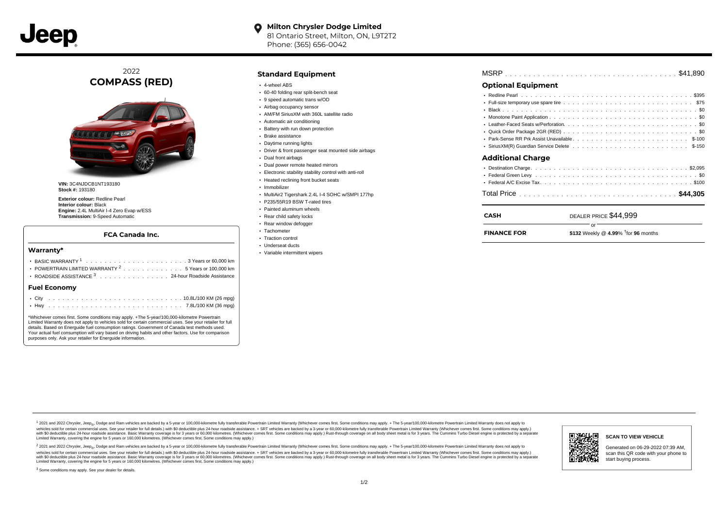Jeep

**Milton Chrysler Dodge Limited**
81 Ontario Street, Milton, ON, L9T2T2
Phone: (365) 656-0042

# 2022 COMPASS (RED)

**VIN:** 3C4NJDCB1NT193180
**Stock #:** 193180

**Exterior colour:** Redline Pearl
**Interior colour:** Black
**Engine:** 2.4L MultiAir I-4 Zero Evap w/ESS
**Transmission:** 9-Speed Automatic

### FCA Canada Inc.

## Warranty*

- BASIC WARRANTY [1] . . . . . . . . . . 3 Years or 60,000 km
- POWERTRAIN LIMITED WARRANTY [2] . . . . . . . . . . 5 Years or 100,000 km
- ROADSIDE ASSISTANCE [3] . . . . . . . . . . 24-hour Roadside Assistance

## Fuel Economy

- City . . . . . . . . . . 10.8L/100 KM (26 mpg)
- Hwy . . . . . . . . . . 7.8L/100 KM (36 mpg)

*Whichever comes first. Some conditions may apply. +The 5-year/100,000-kilometre Powertrain Limited Warranty does not apply to vehicles sold for certain commercial uses. See your retailer for full details. Based on Energuide fuel consumption ratings. Government of Canada test methods used. Your actual fuel consumption will vary based on driving habits and other factors. Use for comparison purposes only. Ask your retailer for Energuide information.

## Standard Equipment

- 4-wheel ABS
- 60-40 folding rear split-bench seat
- 9 speed automatic trans w/OD
- Airbag occupancy sensor
- AM/FM SiriusXM with 360L satellite radio
- Automatic air conditioning
- Battery with run down protection
- Brake assistance
- Daytime running lights
- Driver & front passenger seat mounted side airbags
- Dual front airbags
- Dual power remote heated mirrors
- Electronic stability stability control with anti-roll
- Heated reclining front bucket seats
- Immobilizer
- MultiAir2 Tigershark 2.4L I-4 SOHC w/SMPI 177hp
- P235/55R19 BSW T-rated tires
- Painted aluminum wheels
- Rear child safety locks
- Rear window defogger
- Tachometer
- Traction control
- Underseat ducts
- Variable intermittent wipers

MSRP . . . . . . . . . . $41,890

## Optional Equipment

- Redline Pearl . . . . . . . . . . $395
- Full-size temporary use spare tire . . . . . . . . . . $75
- Black . . . . . . . . . . $0
- Monotone Paint Application . . . . . . . . . . $0
- Leather-Faced Seats w/Perforation . . . . . . . . . . $0
- Quick Order Package 2GR (RED) . . . . . . . . . . $0
- Park-Sense RR Prk Assist Unavailable . . . . . . . . . . $-100
- SiriusXM(R) Guardian Service Delete . . . . . . . . . . $-150

## Additional Charge

- Destination Charge . . . . . . . . . . $2,095
- Federal Green Levy . . . . . . . . . . $0
- Federal A/C Excise Tax . . . . . . . . . . $100

Total Price . . . . . . . . . . **$44,305**

| | |
|---|---|
| **CASH** | DEALER PRICE $44,999 |
| | or |
| **FINANCE FOR** | **$132** Weekly @ **4.99**% †for **96** months |

[1] 2021 and 2022 Chrysler, Jeep®, Dodge and Ram vehicles are backed by a 5-year or 100,000-kilometre fully transferable Powertrain Limited Warranty (Whichever comes first. Some conditions may apply. + The 5-year/100,000-kilometre Powertrain Limited Warranty does not apply to vehicles sold for certain commercial uses. See your retailer for full details.) with $0 deductible plus 24-hour roadside assistance. + SRT vehicles are backed by a 3-year or 60,000-kilometre fully transferable Powertrain Limited Warranty (Whichever comes first. Some conditions may apply.) with $0 deductible plus 24-hour roadside assistance. Basic Warranty coverage is for 3 years or 60,000 kilometres. (Whichever comes first. Some conditions may apply.) Rust-through coverage on all body sheet metal is for 3 years. The Cummins Turbo Diesel engine is protected by a separate Limited Warranty, covering the engine for 5 years or 160,000 kilometres. (Whichever comes first. Some conditions may apply.)

[2] 2021 and 2022 Chrysler, Jeep®, Dodge and Ram vehicles are backed by a 5-year or 100,000-kilometre fully transferable Powertrain Limited Warranty (Whichever comes first. Some conditions may apply. + The 5-year/100,000-kilometre Powertrain Limited Warranty does not apply to vehicles sold for certain commercial uses. See your retailer for full details.) with $0 deductible plus 24-hour roadside assistance. + SRT vehicles are backed by a 3-year or 60,000-kilometre fully transferable Powertrain Limited Warranty (Whichever comes first. Some conditions may apply.) with $0 deductible plus 24-hour roadside assistance. Basic Warranty coverage is for 3 years or 60,000 kilometres. (Whichever comes first. Some conditions may apply.) Rust-through coverage on all body sheet metal is for 3 years. The Cummins Turbo Diesel engine is protected by a separate Limited Warranty, covering the engine for 5 years or 160,000 kilometres. (Whichever comes first. Some conditions may apply.)

[3] Some conditions may apply. See your dealer for details.

**SCAN TO VIEW VEHICLE**

Generated on 06-29-2022 07:39 AM, scan this QR code with your phone to start buying process.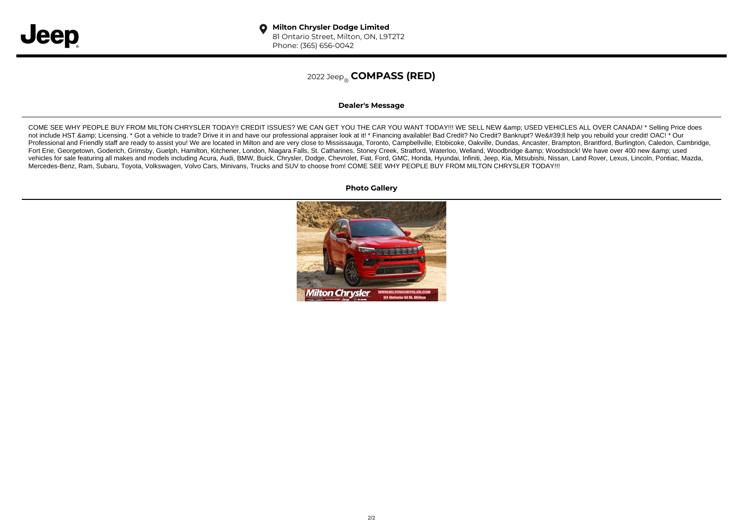Jeep

**Milton Chrysler Dodge Limited**
81 Ontario Street, Milton, ON, L9T2T2
Phone: (365) 656-0042

# 2022 Jeep® COMPASS (RED)

## Dealer's Message

COME SEE WHY PEOPLE BUY FROM MILTON CHRYSLER TODAY!! CREDIT ISSUES? WE CAN GET YOU THE CAR YOU WANT TODAY!!! WE SELL NEW &amp; USED VEHICLES ALL OVER CANADA! * Selling Price does not include HST &amp; Licensing. * Got a vehicle to trade? Drive it in and have our professional appraiser look at it! * Financing available! Bad Credit? No Credit? Bankrupt? We&#39;ll help you rebuild your credit! OAC! * Our Professional and Friendly staff are ready to assist you! We are located in Milton and are very close to Mississauga, Toronto, Campbellville, Etobicoke, Oakville, Dundas, Ancaster, Brampton, Brantford, Burlington, Caledon, Cambridge, Fort Erie, Georgetown, Goderich, Grimsby, Guelph, Hamilton, Kitchener, London, Niagara Falls, St. Catharines, Stoney Creek, Stratford, Waterloo, Welland, Woodbridge &amp; Woodstock! We have over 400 new &amp; used vehicles for sale featuring all makes and models including Acura, Audi, BMW, Buick, Chrysler, Dodge, Chevrolet, Fiat, Ford, GMC, Honda, Hyundai, Infiniti, Jeep, Kia, Mitsubishi, Nissan, Land Rover, Lexus, Lincoln, Pontiac, Mazda, Mercedes-Benz, Ram, Subaru, Toyota, Volkswagen, Volvo Cars, Minivans, Trucks and SUV to choose from! COME SEE WHY PEOPLE BUY FROM MILTON CHRYSLER TODAY!!!

## Photo Gallery